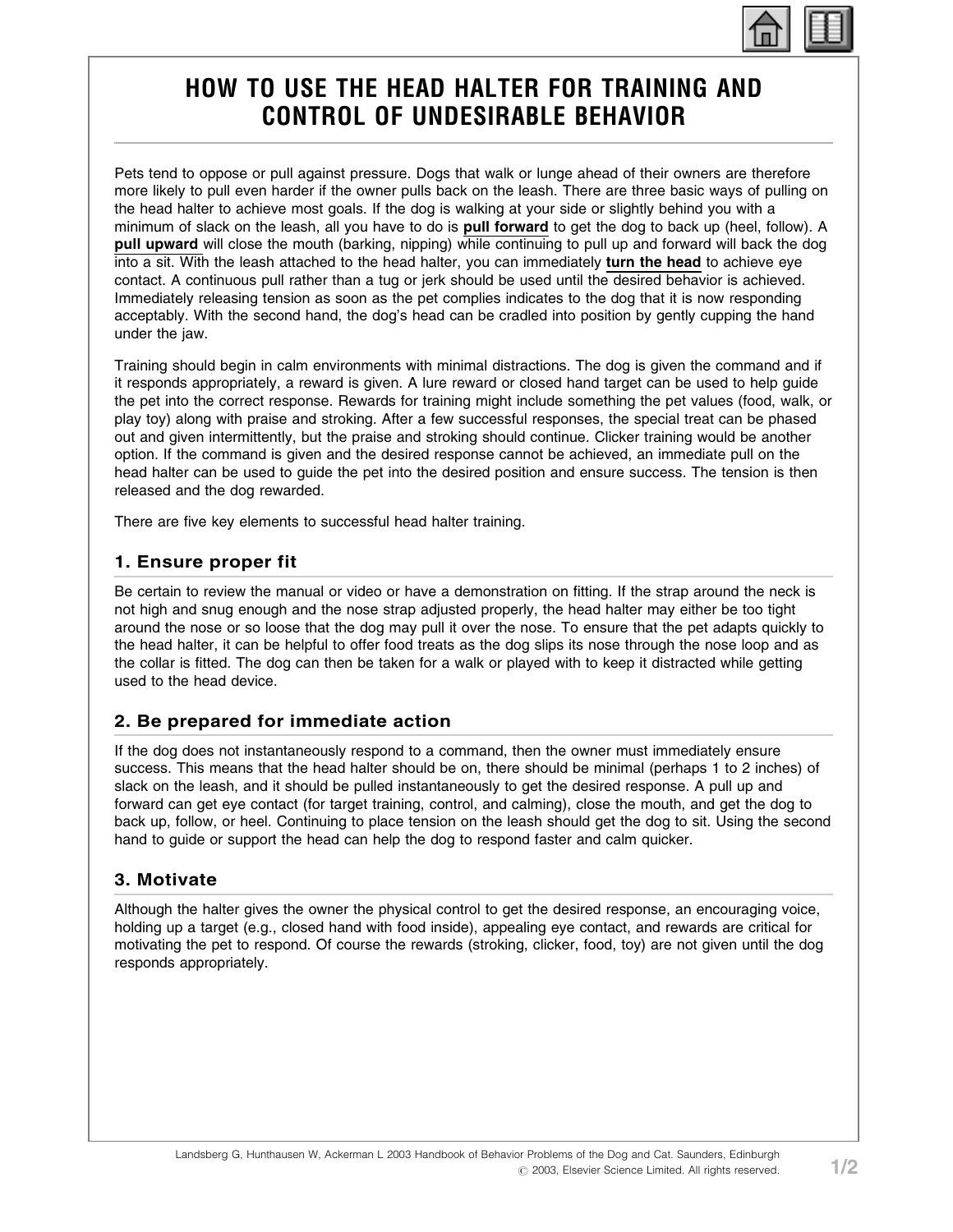# HOW TO USE THE HEAD HALTER FOR TRAINING AND CONTROL OF UNDESIRABLE BEHAVIOR

Pets tend to oppose or pull against pressure. Dogs that walk or lunge ahead of their owners are therefore more likely to pull even harder if the owner pulls back on the leash. There are three basic ways of pulling on the head halter to achieve most goals. If the dog is walking at your side or slightly behind you with a minimum of slack on the leash, all you have to do is **pull forward** to get the dog to back up (heel, follow). A **pull upward** will close the mouth (barking, nipping) while continuing to pull up and forward will back the dog into a sit. With the leash attached to the head halter, you can immediately **turn the head** to achieve eye contact. A continuous pull rather than a tug or jerk should be used until the desired behavior is achieved. Immediately releasing tension as soon as the pet complies indicates to the dog that it is now responding acceptably. With the second hand, the dog's head can be cradled into position by gently cupping the hand under the jaw.

Training should begin in calm environments with minimal distractions. The dog is given the command and if it responds appropriately, a reward is given. A lure reward or closed hand target can be used to help guide the pet into the correct response. Rewards for training might include something the pet values (food, walk, or play toy) along with praise and stroking. After a few successful responses, the special treat can be phased out and given intermittently, but the praise and stroking should continue. Clicker training would be another option. If the command is given and the desired response cannot be achieved, an immediate pull on the head halter can be used to guide the pet into the desired position and ensure success. The tension is then released and the dog rewarded.

There are five key elements to successful head halter training.

## 1. Ensure proper fit

Be certain to review the manual or video or have a demonstration on fitting. If the strap around the neck is not high and snug enough and the nose strap adjusted properly, the head halter may either be too tight around the nose or so loose that the dog may pull it over the nose. To ensure that the pet adapts quickly to the head halter, it can be helpful to offer food treats as the dog slips its nose through the nose loop and as the collar is fitted. The dog can then be taken for a walk or played with to keep it distracted while getting used to the head device.

## 2. Be prepared for immediate action

If the dog does not instantaneously respond to a command, then the owner must immediately ensure success. This means that the head halter should be on, there should be minimal (perhaps 1 to 2 inches) of slack on the leash, and it should be pulled instantaneously to get the desired response. A pull up and forward can get eye contact (for target training, control, and calming), close the mouth, and get the dog to back up, follow, or heel. Continuing to place tension on the leash should get the dog to sit. Using the second hand to guide or support the head can help the dog to respond faster and calm quicker.

## 3. Motivate

Although the halter gives the owner the physical control to get the desired response, an encouraging voice, holding up a target (e.g., closed hand with food inside), appealing eye contact, and rewards are critical for motivating the pet to respond. Of course the rewards (stroking, clicker, food, toy) are not given until the dog responds appropriately.

Landsberg G, Hunthausen W, Ackerman L 2003 Handbook of Behavior Problems of the Dog and Cat. Saunders, Edinburgh
© 2003, Elsevier Science Limited. All rights reserved.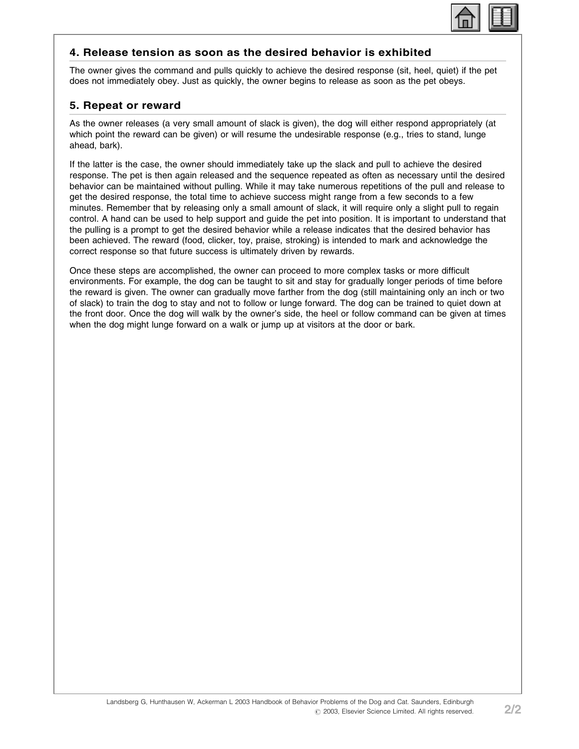## 4. Release tension as soon as the desired behavior is exhibited

The owner gives the command and pulls quickly to achieve the desired response (sit, heel, quiet) if the pet does not immediately obey. Just as quickly, the owner begins to release as soon as the pet obeys.

## 5. Repeat or reward

As the owner releases (a very small amount of slack is given), the dog will either respond appropriately (at which point the reward can be given) or will resume the undesirable response (e.g., tries to stand, lunge ahead, bark).

If the latter is the case, the owner should immediately take up the slack and pull to achieve the desired response. The pet is then again released and the sequence repeated as often as necessary until the desired behavior can be maintained without pulling. While it may take numerous repetitions of the pull and release to get the desired response, the total time to achieve success might range from a few seconds to a few minutes. Remember that by releasing only a small amount of slack, it will require only a slight pull to regain control. A hand can be used to help support and guide the pet into position. It is important to understand that the pulling is a prompt to get the desired behavior while a release indicates that the desired behavior has been achieved. The reward (food, clicker, toy, praise, stroking) is intended to mark and acknowledge the correct response so that future success is ultimately driven by rewards.

Once these steps are accomplished, the owner can proceed to more complex tasks or more difficult environments. For example, the dog can be taught to sit and stay for gradually longer periods of time before the reward is given. The owner can gradually move farther from the dog (still maintaining only an inch or two of slack) to train the dog to stay and not to follow or lunge forward. The dog can be trained to quiet down at the front door. Once the dog will walk by the owner's side, the heel or follow command can be given at times when the dog might lunge forward on a walk or jump up at visitors at the door or bark.

Landsberg G, Hunthausen W, Ackerman L 2003 Handbook of Behavior Problems of the Dog and Cat. Saunders, Edinburgh
© 2003, Elsevier Science Limited. All rights reserved.